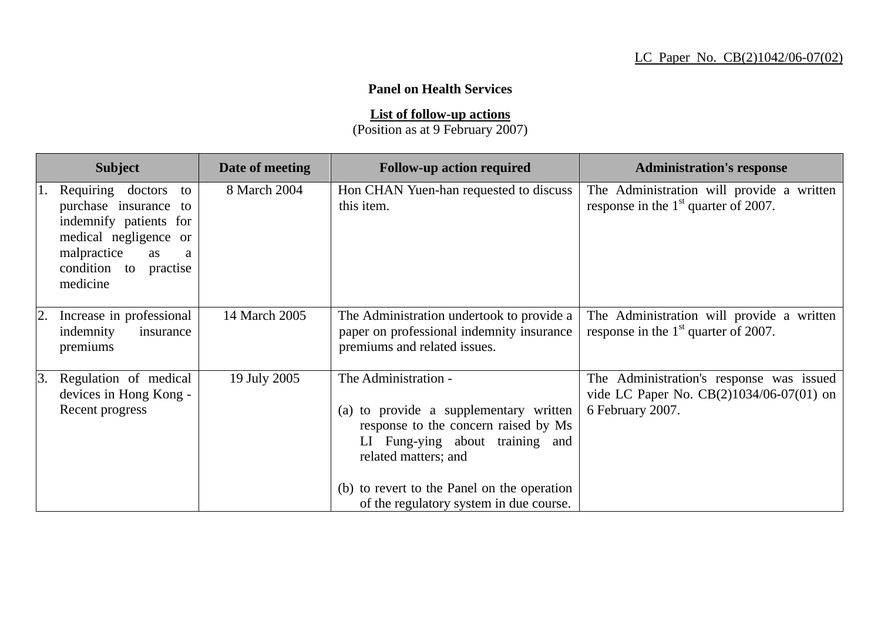LC Paper No. CB(2)1042/06-07(02)

**Panel on Health Services**

**List of follow-up actions**
(Position as at 9 February 2007)

| Subject | Date of meeting | Follow-up action required | Administration's response |
|---|---|---|---|
| 1. Requiring doctors to purchase insurance to indemnify patients for medical negligence or malpractice as a condition to practise medicine | 8 March 2004 | Hon CHAN Yuen-han requested to discuss this item. | The Administration will provide a written response in the 1st quarter of 2007. |
| 2. Increase in professional indemnity insurance premiums | 14 March 2005 | The Administration undertook to provide a paper on professional indemnity insurance premiums and related issues. | The Administration will provide a written response in the 1st quarter of 2007. |
| 3. Regulation of medical devices in Hong Kong - Recent progress | 19 July 2005 | The Administration - (a) to provide a supplementary written response to the concern raised by Ms LI Fung-ying about training and related matters; and (b) to revert to the Panel on the operation of the regulatory system in due course. | The Administration's response was issued vide LC Paper No. CB(2)1034/06-07(01) on 6 February 2007. |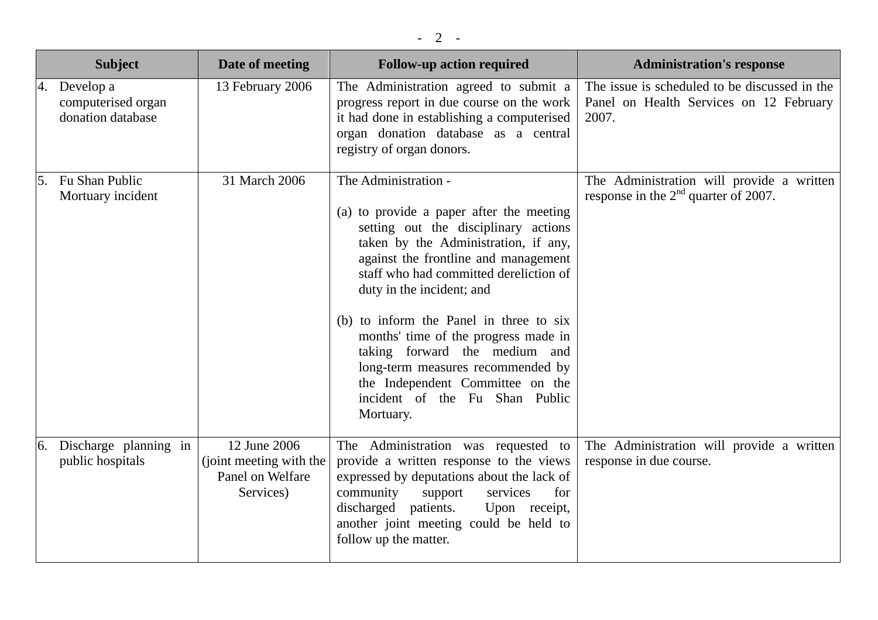| Subject | Date of meeting | Follow-up action required | Administration's response |
|---|---|---|---|
| 4. Develop a computerised organ donation database | 13 February 2006 | The Administration agreed to submit a progress report in due course on the work it had done in establishing a computerised organ donation database as a central registry of organ donors. | The issue is scheduled to be discussed in the Panel on Health Services on 12 February 2007. |
| 5. Fu Shan Public Mortuary incident | 31 March 2006 | The Administration -<br><br>(a) to provide a paper after the meeting setting out the disciplinary actions taken by the Administration, if any, against the frontline and management staff who had committed dereliction of duty in the incident; and<br><br>(b) to inform the Panel in three to six months' time of the progress made in taking forward the medium and long-term measures recommended by the Independent Committee on the incident of the Fu Shan Public Mortuary. | The Administration will provide a written response in the 2nd quarter of 2007. |
| 6. Discharge planning in public hospitals | 12 June 2006 (joint meeting with the Panel on Welfare Services) | The Administration was requested to provide a written response to the views expressed by deputations about the lack of community support services for discharged patients. Upon receipt, another joint meeting could be held to follow up the matter. | The Administration will provide a written response in due course. |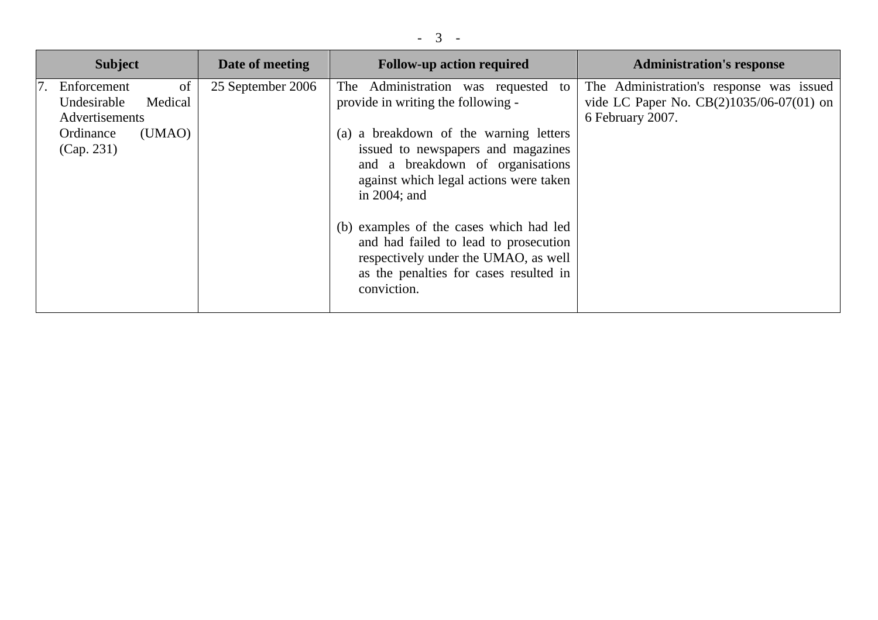| Subject | Date of meeting | Follow-up action required | Administration's response |
| --- | --- | --- | --- |
| 7. Enforcement of Undesirable Medical Advertisements Ordinance (UMAO) (Cap. 231) | 25 September 2006 | The Administration was requested to provide in writing the following -<br><br>(a) a breakdown of the warning letters issued to newspapers and magazines and a breakdown of organisations against which legal actions were taken in 2004; and<br><br>(b) examples of the cases which had led and had failed to lead to prosecution respectively under the UMAO, as well as the penalties for cases resulted in conviction. | The Administration's response was issued vide LC Paper No. CB(2)1035/06-07(01) on 6 February 2007. |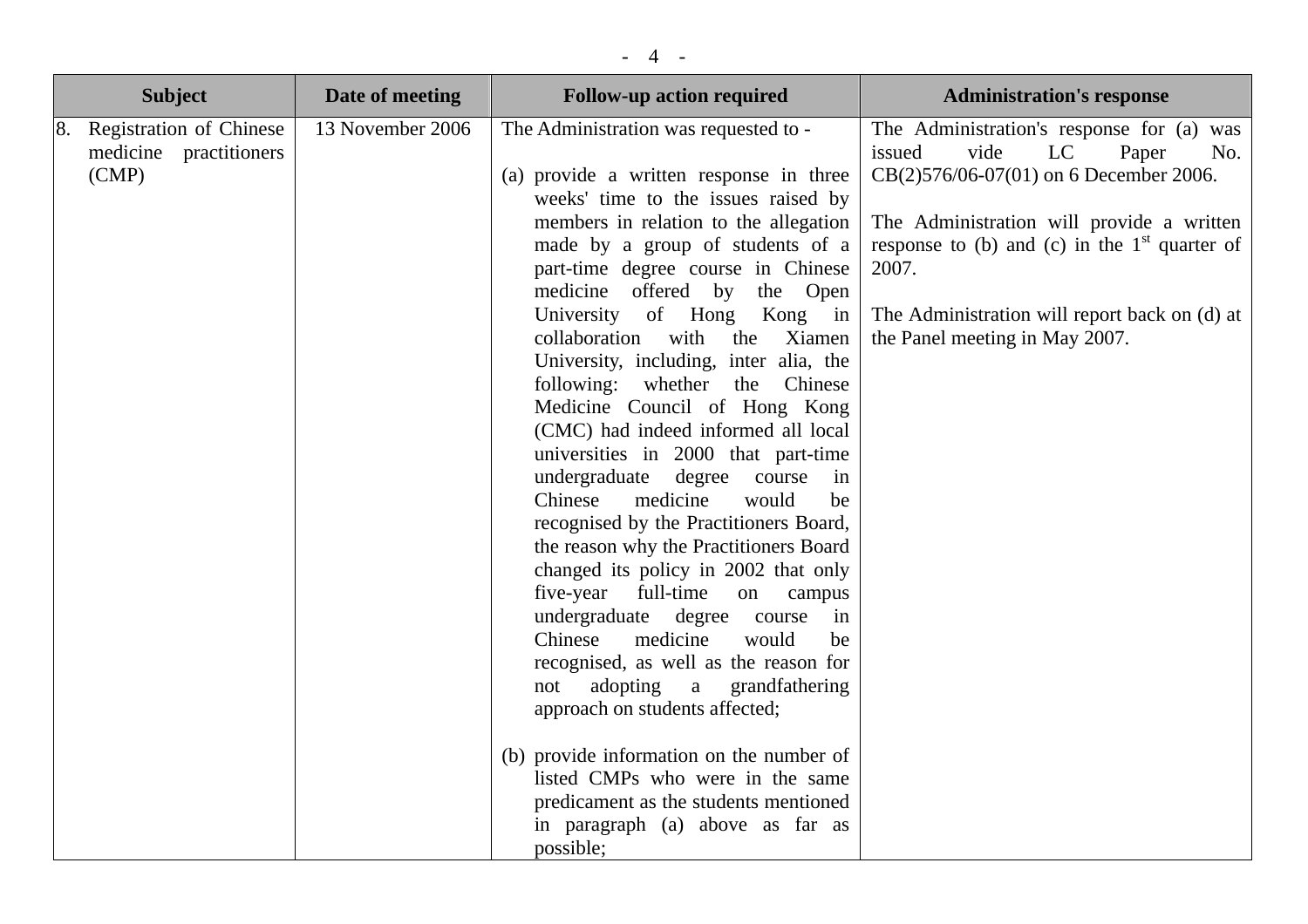| Subject | Date of meeting | Follow-up action required | Administration's response |
|---|---|---|---|
| 8. Registration of Chinese medicine practitioners (CMP) | 13 November 2006 | The Administration was requested to - <br><br>(a) provide a written response in three weeks' time to the issues raised by members in relation to the allegation made by a group of students of a part-time degree course in Chinese medicine offered by the Open University of Hong Kong in collaboration with the Xiamen University, including, inter alia, the following: whether the Chinese Medicine Council of Hong Kong (CMC) had indeed informed all local universities in 2000 that part-time undergraduate degree course in Chinese medicine would be recognised by the Practitioners Board, the reason why the Practitioners Board changed its policy in 2002 that only five-year full-time on campus undergraduate degree course in Chinese medicine would be recognised, as well as the reason for not adopting a grandfathering approach on students affected; <br><br>(b) provide information on the number of listed CMPs who were in the same predicament as the students mentioned in paragraph (a) above as far as possible; | The Administration's response for (a) was issued vide LC Paper No. CB(2)576/06-07(01) on 6 December 2006. <br><br>The Administration will provide a written response to (b) and (c) in the 1st quarter of 2007. <br><br>The Administration will report back on (d) at the Panel meeting in May 2007. |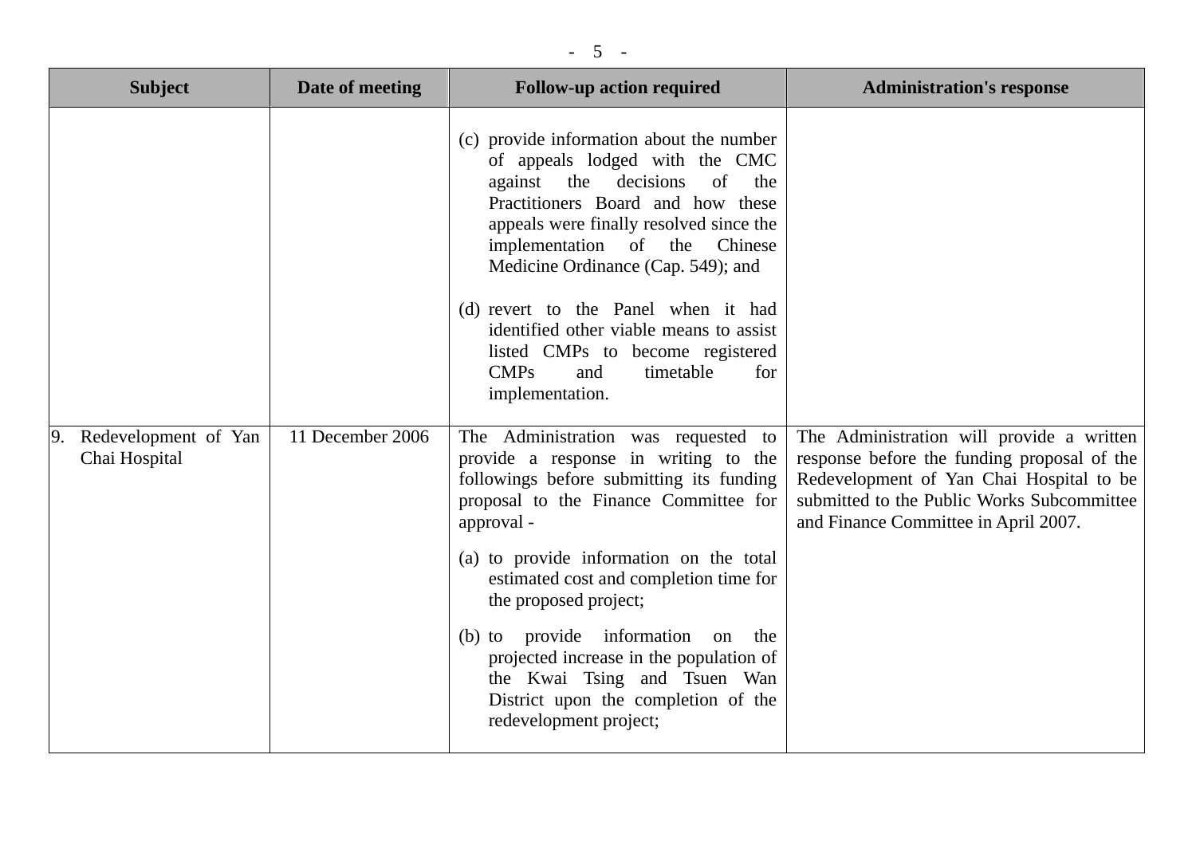| Subject | Date of meeting | Follow-up action required | Administration's response |
|---|---|---|---|
| | | (c) provide information about the number of appeals lodged with the CMC against the decisions of the Practitioners Board and how these appeals were finally resolved since the implementation of the Chinese Medicine Ordinance (Cap. 549); and<br><br>(d) revert to the Panel when it had identified other viable means to assist listed CMPs to become registered CMPs and timetable for implementation. | |
| 9. Redevelopment of Yan Chai Hospital | 11 December 2006 | The Administration was requested to provide a response in writing to the followings before submitting its funding proposal to the Finance Committee for approval -<br><br>(a) to provide information on the total estimated cost and completion time for the proposed project;<br><br>(b) to provide information on the projected increase in the population of the Kwai Tsing and Tsuen Wan District upon the completion of the redevelopment project; | The Administration will provide a written response before the funding proposal of the Redevelopment of Yan Chai Hospital to be submitted to the Public Works Subcommittee and Finance Committee in April 2007. |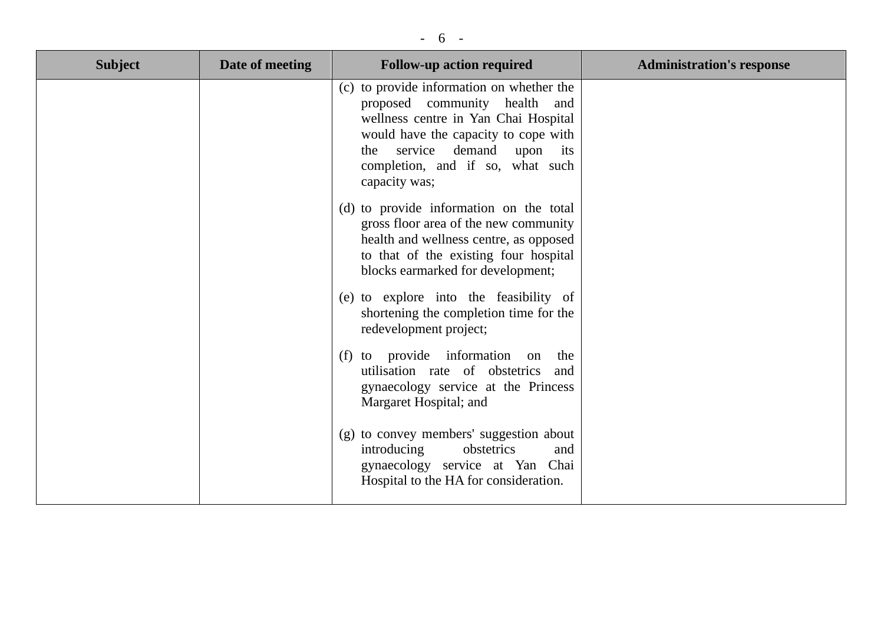| Subject | Date of meeting | Follow-up action required | Administration's response |
|---|---|---|---|
| | | (c) to provide information on whether the proposed community health and wellness centre in Yan Chai Hospital would have the capacity to cope with the service demand upon its completion, and if so, what such capacity was;<br><br>(d) to provide information on the total gross floor area of the new community health and wellness centre, as opposed to that of the existing four hospital blocks earmarked for development;<br><br>(e) to explore into the feasibility of shortening the completion time for the redevelopment project;<br><br>(f) to provide information on the utilisation rate of obstetrics and gynaecology service at the Princess Margaret Hospital; and<br><br>(g) to convey members' suggestion about introducing obstetrics and gynaecology service at Yan Chai Hospital to the HA for consideration. | |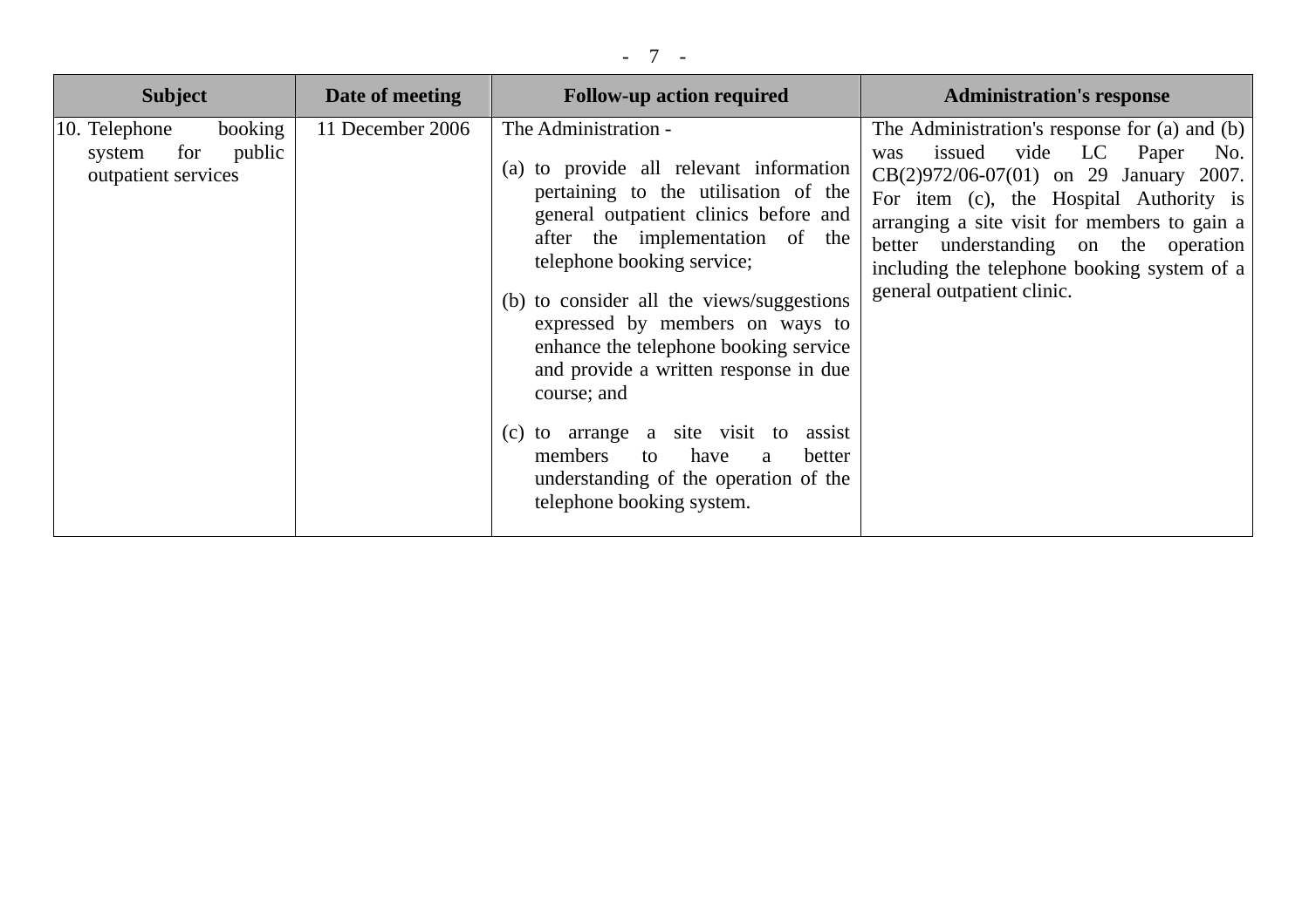| Subject | Date of meeting | Follow-up action required | Administration's response |
| --- | --- | --- | --- |
| 10. Telephone booking system for public outpatient services | 11 December 2006 | The Administration - <br><br>(a) to provide all relevant information pertaining to the utilisation of the general outpatient clinics before and after the implementation of the telephone booking service; <br><br>(b) to consider all the views/suggestions expressed by members on ways to enhance the telephone booking service and provide a written response in due course; and <br><br>(c) to arrange a site visit to assist members to have a better understanding of the operation of the telephone booking system. | The Administration's response for (a) and (b) was issued vide LC Paper No. CB(2)972/06-07(01) on 29 January 2007. For item (c), the Hospital Authority is arranging a site visit for members to gain a better understanding on the operation including the telephone booking system of a general outpatient clinic. |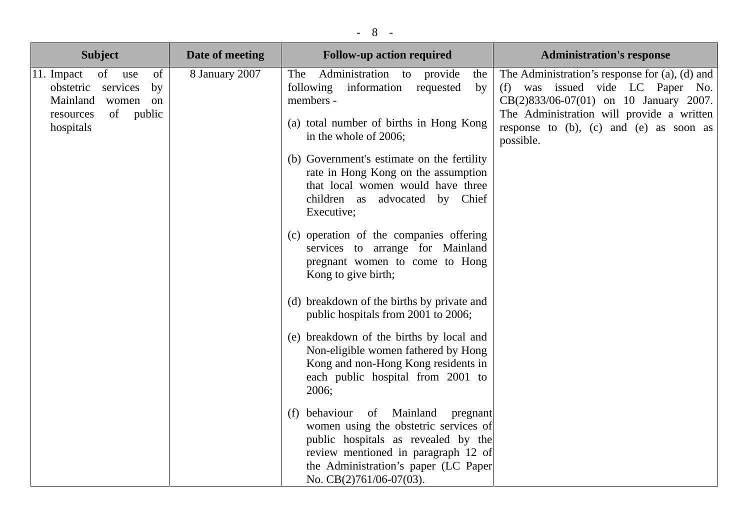| Subject | Date of meeting | Follow-up action required | Administration's response |
|---|---|---|---|
| 11. Impact of use of obstetric services by Mainland women on resources of public hospitals | 8 January 2007 | The Administration to provide the following information requested by members -<br><br>(a) total number of births in Hong Kong in the whole of 2006;<br><br>(b) Government's estimate on the fertility rate in Hong Kong on the assumption that local women would have three children as advocated by Chief Executive;<br><br>(c) operation of the companies offering services to arrange for Mainland pregnant women to come to Hong Kong to give birth;<br><br>(d) breakdown of the births by private and public hospitals from 2001 to 2006;<br><br>(e) breakdown of the births by local and Non-eligible women fathered by Hong Kong and non-Hong Kong residents in each public hospital from 2001 to 2006;<br><br>(f) behaviour of Mainland pregnant women using the obstetric services of public hospitals as revealed by the review mentioned in paragraph 12 of the Administration's paper (LC Paper No. CB(2)761/06-07(03). | The Administration's response for (a), (d) and (f) was issued vide LC Paper No. CB(2)833/06-07(01) on 10 January 2007. The Administration will provide a written response to (b), (c) and (e) as soon as possible. |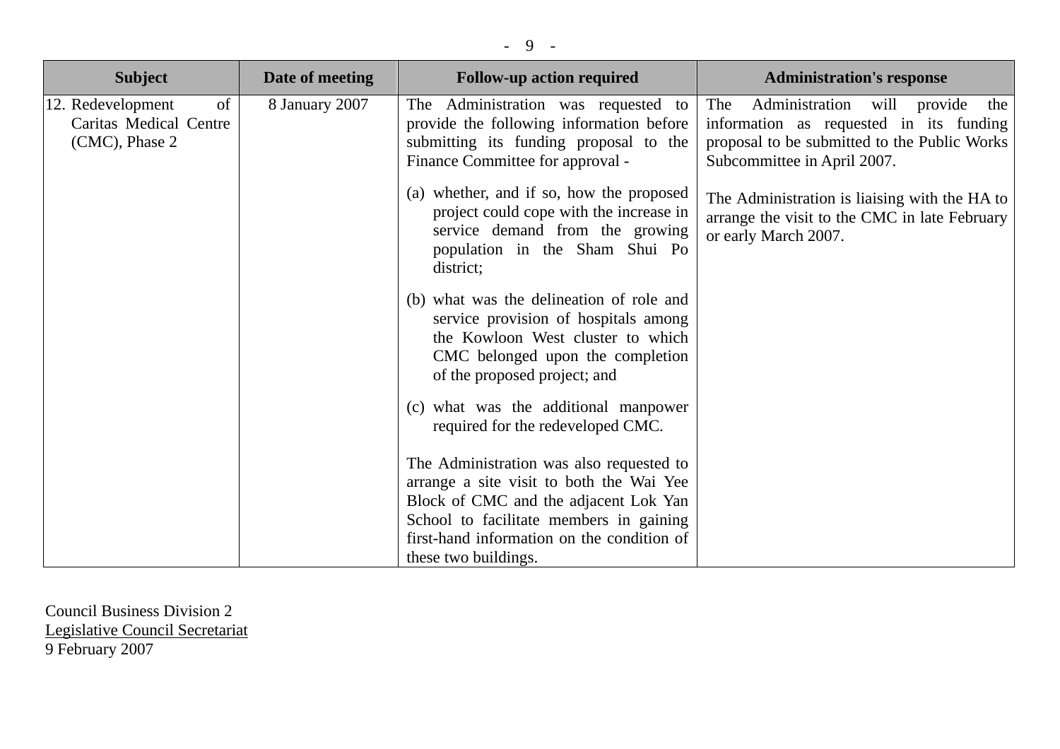| Subject | Date of meeting | Follow-up action required | Administration's response |
|---|---|---|---|
| 12. Redevelopment of Caritas Medical Centre (CMC), Phase 2 | 8 January 2007 | The Administration was requested to provide the following information before submitting its funding proposal to the Finance Committee for approval - <br><br> (a) whether, and if so, how the proposed project could cope with the increase in service demand from the growing population in the Sham Shui Po district; <br><br> (b) what was the delineation of role and service provision of hospitals among the Kowloon West cluster to which CMC belonged upon the completion of the proposed project; and <br><br> (c) what was the additional manpower required for the redeveloped CMC. <br><br> The Administration was also requested to arrange a site visit to both the Wai Yee Block of CMC and the adjacent Lok Yan School to facilitate members in gaining first-hand information on the condition of these two buildings. | The Administration will provide the information as requested in its funding proposal to be submitted to the Public Works Subcommittee in April 2007. <br><br> The Administration is liaising with the HA to arrange the visit to the CMC in late February or early March 2007. |

Council Business Division 2
Legislative Council Secretariat
9 February 2007